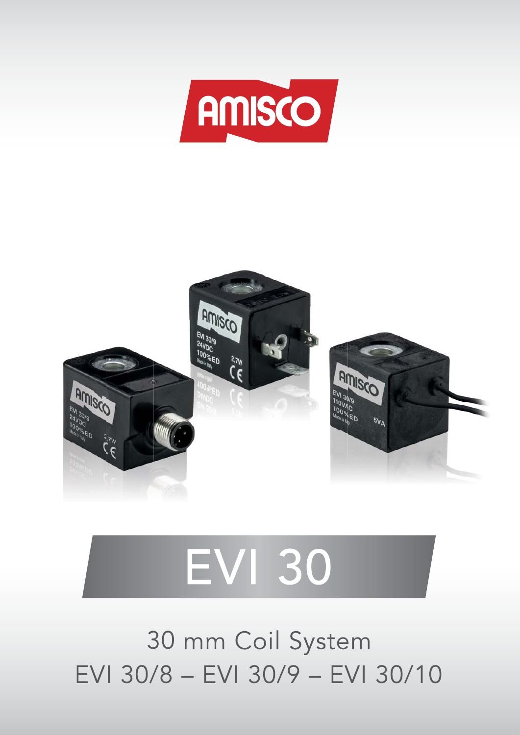AMISCO

# EVI 30

## 30 mm Coil System

EVI 30/8 – EVI 30/9 – EVI 30/10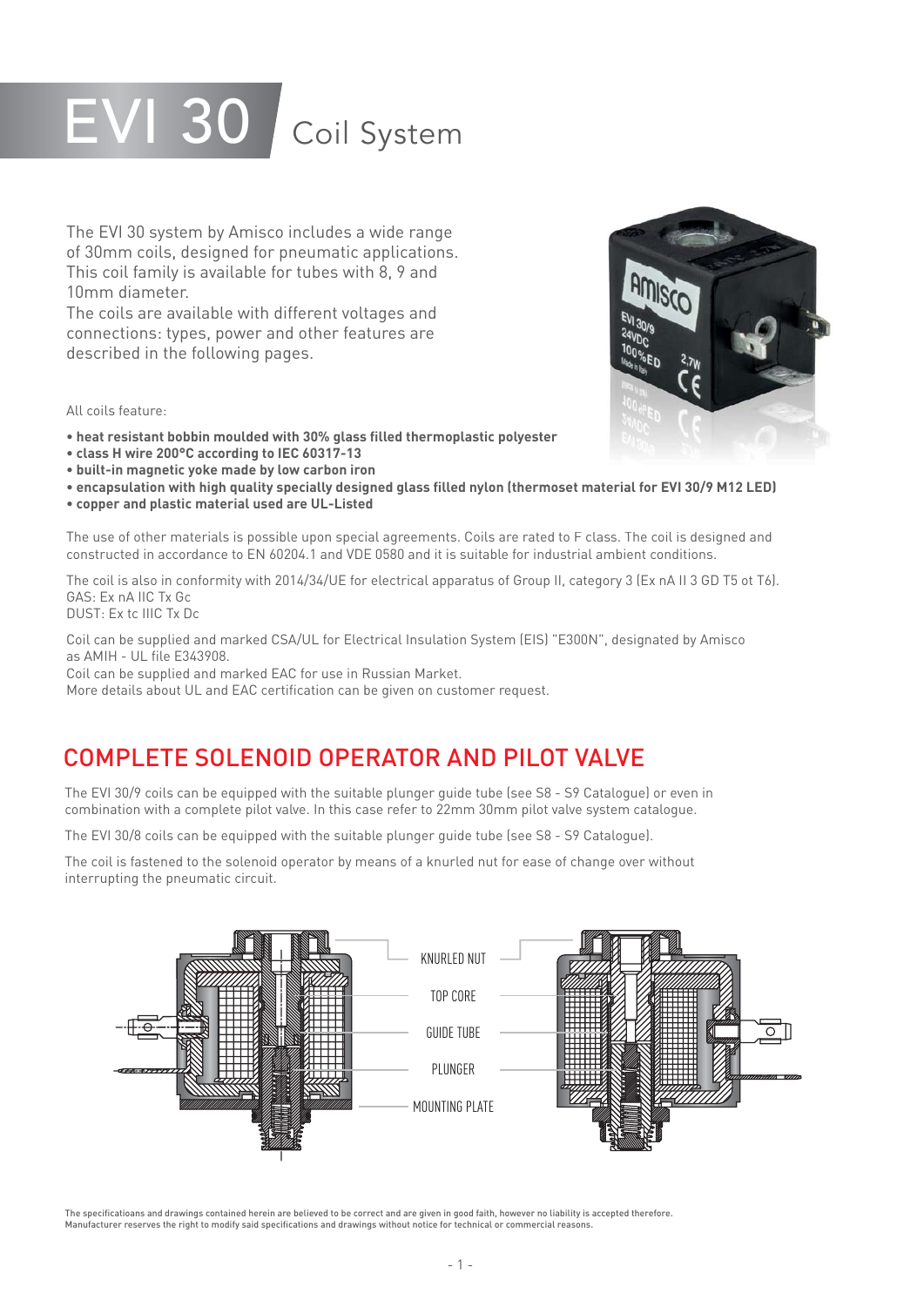# EVI 30 Coil System

The EVI 30 system by Amisco includes a wide range of 30mm coils, designed for pneumatic applications. This coil family is available for tubes with 8, 9 and 10mm diameter.
The coils are available with different voltages and connections: types, power and other features are described in the following pages.

All coils feature:

- **heat resistant bobbin moulded with 30% glass filled thermoplastic polyester**
- **class H wire 200°C according to IEC 60317-13**
- **built-in magnetic yoke made by low carbon iron**
- **encapsulation with high quality specially designed glass filled nylon (thermoset material for EVI 30/9 M12 LED)**
- **copper and plastic material used are UL-Listed**

The use of other materials is possible upon special agreements. Coils are rated to F class. The coil is designed and constructed in accordance to EN 60204.1 and VDE 0580 and it is suitable for industrial ambient conditions.

The coil is also in conformity with 2014/34/UE for electrical apparatus of Group II, category 3 (Ex nA II 3 GD T5 ot T6).
GAS: Ex nA IIC Tx Gc
DUST: Ex tc IIIC Tx Dc

Coil can be supplied and marked CSA/UL for Electrical Insulation System (EIS) "E300N", designated by Amisco as AMIH - UL file E343908.
Coil can be supplied and marked EAC for use in Russian Market.
More details about UL and EAC certification can be given on customer request.

## COMPLETE SOLENOID OPERATOR AND PILOT VALVE

The EVI 30/9 coils can be equipped with the suitable plunger guide tube (see S8 - S9 Catalogue) or even in combination with a complete pilot valve. In this case refer to 22mm 30mm pilot valve system catalogue.

The EVI 30/8 coils can be equipped with the suitable plunger guide tube (see S8 - S9 Catalogue).

The coil is fastened to the solenoid operator by means of a knurled nut for ease of change over without interrupting the pneumatic circuit.

KNURLED NUT
TOP CORE
GUIDE TUBE
PLUNGER
MOUNTING PLATE

The specificatioans and drawings contained herein are believed to be correct and are given in good faith, however no liability is accepted therefore.
Manufacturer reserves the right to modify said specifications and drawings without notice for technical or commercial reasons.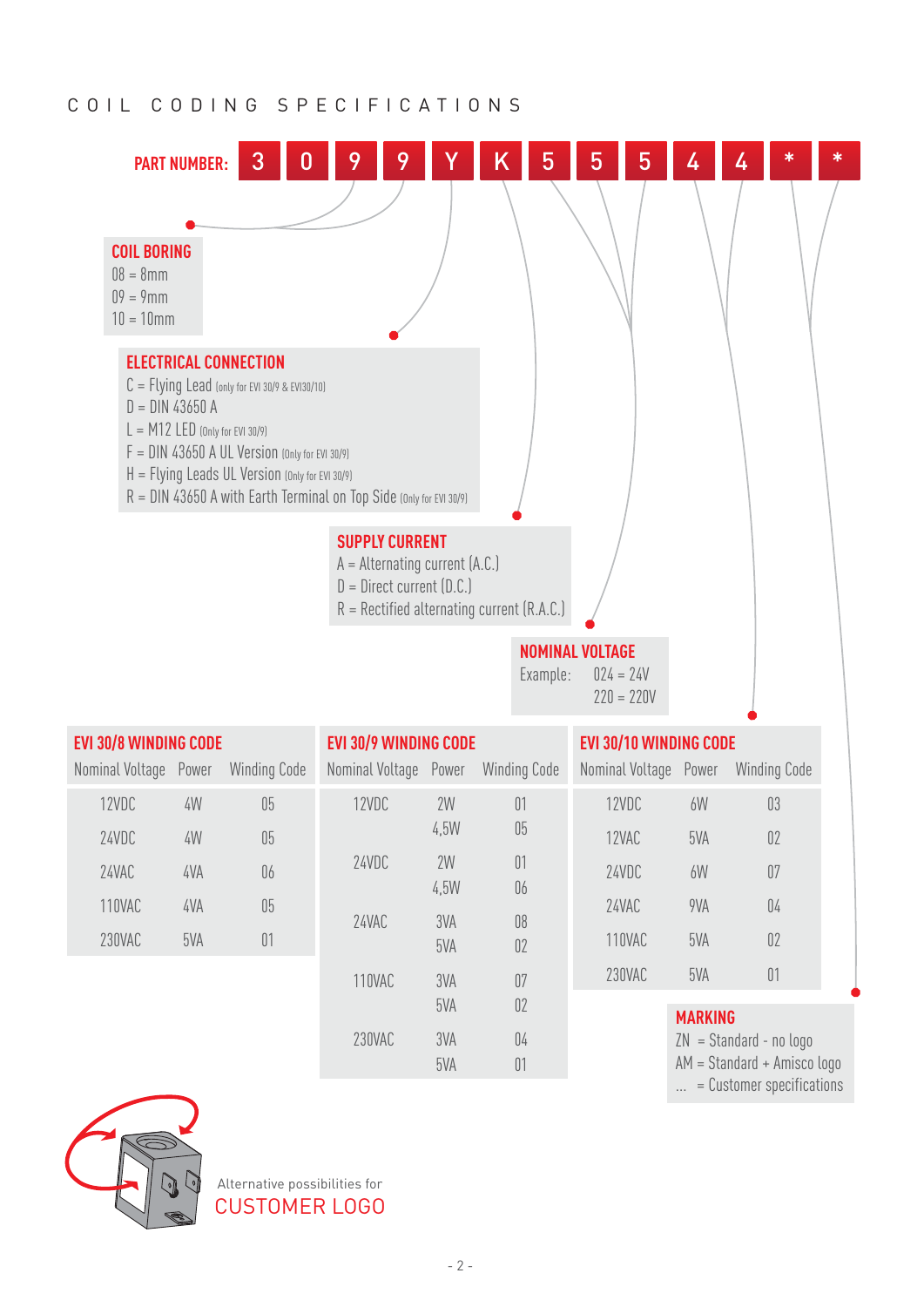# COIL CODING SPECIFICATIONS

**PART NUMBER:** 3 0 9 9 Y K 5 5 5 4 4 * *

**COIL BORING**
08 = 8mm
09 = 9mm
10 = 10mm

**ELECTRICAL CONNECTION**
C = Flying Lead (only for EVI 30/9 & EVI30/10)
D = DIN 43650 A
L = M12 LED (Only for EVI 30/9)
F = DIN 43650 A UL Version (Only for EVI 30/9)
H = Flying Leads UL Version (Only for EVI 30/9)
R = DIN 43650 A with Earth Terminal on Top Side (Only for EVI 30/9)

**SUPPLY CURRENT**
A = Alternating current (A.C.)
D = Direct current (D.C.)
R = Rectified alternating current (R.A.C.)

**NOMINAL VOLTAGE**
Example: 024 = 24V
220 = 220V

**EVI 30/8 WINDING CODE**

| Nominal Voltage | Power | Winding Code |
|---|---|---|
| 12VDC | 4W | 05 |
| 24VDC | 4W | 05 |
| 24VAC | 4VA | 06 |
| 110VAC | 4VA | 05 |
| 230VAC | 5VA | 01 |

**EVI 30/9 WINDING CODE**

| Nominal Voltage | Power | Winding Code |
|---|---|---|
| 12VDC | 2W | 01 |
| | 4,5W | 05 |
| 24VDC | 2W | 01 |
| | 4,5W | 06 |
| 24VAC | 3VA | 08 |
| | 5VA | 02 |
| 110VAC | 3VA | 07 |
| | 5VA | 02 |
| 230VAC | 3VA | 04 |
| | 5VA | 01 |

**EVI 30/10 WINDING CODE**

| Nominal Voltage | Power | Winding Code |
|---|---|---|
| 12VDC | 6W | 03 |
| 12VAC | 5VA | 02 |
| 24VDC | 6W | 07 |
| 24VAC | 9VA | 04 |
| 110VAC | 5VA | 02 |
| 230VAC | 5VA | 01 |

**MARKING**
ZN = Standard - no logo
AM = Standard + Amisco logo
... = Customer specifications

Alternative possibilities for
CUSTOMER LOGO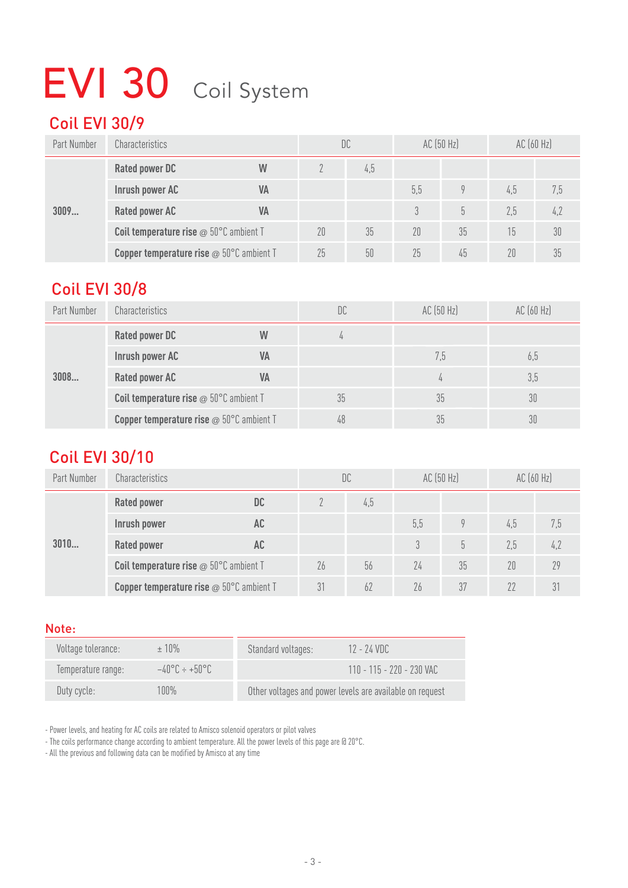# EVI 30 Coil System

## Coil EVI 30/9

| Part Number | Characteristics | | DC | | AC (50 Hz) | | AC (60 Hz) | |
|---|---|---|---|---|---|---|---|---|
| 3009... | **Rated power DC** | **W** | 2 | 4,5 | | | | |
| | **Inrush power AC** | **VA** | | | 5,5 | 9 | 4,5 | 7,5 |
| | **Rated power AC** | **VA** | | | 3 | 5 | 2,5 | 4,2 |
| | **Coil temperature rise** @ 50°C ambient T | | 20 | 35 | 20 | 35 | 15 | 30 |
| | **Copper temperature rise** @ 50°C ambient T | | 25 | 50 | 25 | 45 | 20 | 35 |

## Coil EVI 30/8

| Part Number | Characteristics | | DC | AC (50 Hz) | AC (60 Hz) |
|---|---|---|---|---|---|
| 3008... | **Rated power DC** | **W** | 4 | | |
| | **Inrush power AC** | **VA** | | 7,5 | 6,5 |
| | **Rated power AC** | **VA** | | 4 | 3,5 |
| | **Coil temperature rise** @ 50°C ambient T | | 35 | 35 | 30 |
| | **Copper temperature rise** @ 50°C ambient T | | 48 | 35 | 30 |

## Coil EVI 30/10

| Part Number | Characteristics | | DC | | AC (50 Hz) | | AC (60 Hz) | |
|---|---|---|---|---|---|---|---|---|
| 3010... | **Rated power** | **DC** | 2 | 4,5 | | | | |
| | **Inrush power** | **AC** | | | 5,5 | 9 | 4,5 | 7,5 |
| | **Rated power** | **AC** | | | 3 | 5 | 2,5 | 4,2 |
| | **Coil temperature rise** @ 50°C ambient T | | 26 | 56 | 24 | 35 | 20 | 29 |
| | **Copper temperature rise** @ 50°C ambient T | | 31 | 62 | 26 | 37 | 22 | 31 |

## Note:

| | |
|---|---|
| Voltage tolerance: | ± 10% |
| Temperature range: | −40°C ÷ +50°C |
| Duty cycle: | 100% |

| | |
|---|---|
| Standard voltages: | 12 - 24 VDC |
| | 110 - 115 - 220 - 230 VAC |
| Other voltages and power levels are available on request | |

- Power levels, and heating for AC coils are related to Amisco solenoid operators or pilot valves
- The coils performance change according to ambient temperature. All the power levels of this page are @ 20°C.
- All the previous and following data can be modified by Amisco at any time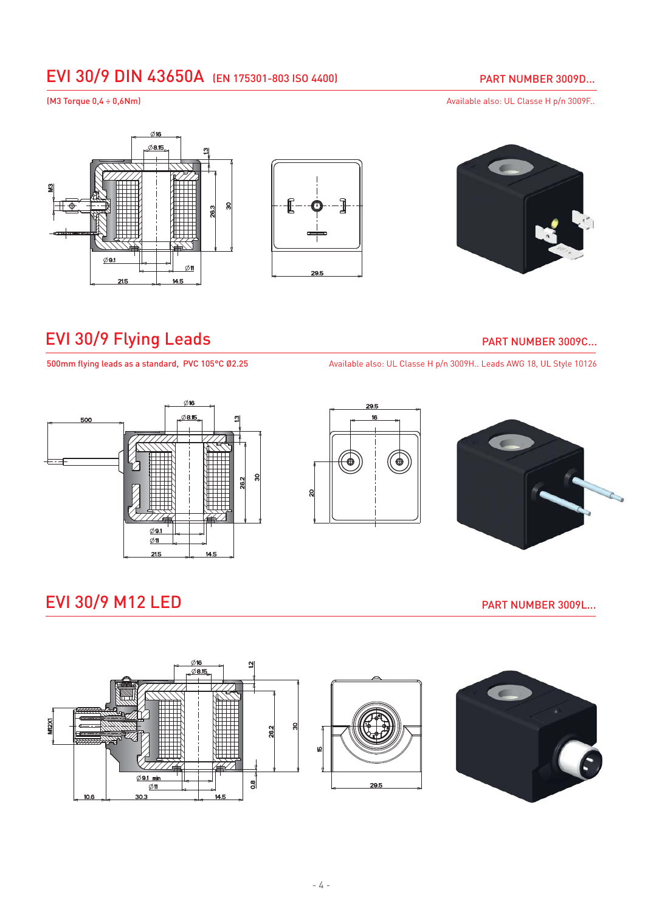## EVI 30/9 DIN 43650A (EN 175301-803 ISO 4400)

PART NUMBER 3009D...

(M3 Torque 0,4 ÷ 0,6Nm)

Available also: UL Classe H p/n 3009F..

## EVI 30/9 Flying Leads

PART NUMBER 3009C...

500mm flying leads as a standard, PVC 105°C Ø2.25

Available also: UL Classe H p/n 3009H.. Leads AWG 18, UL Style 10126

## EVI 30/9 M12 LED

PART NUMBER 3009L...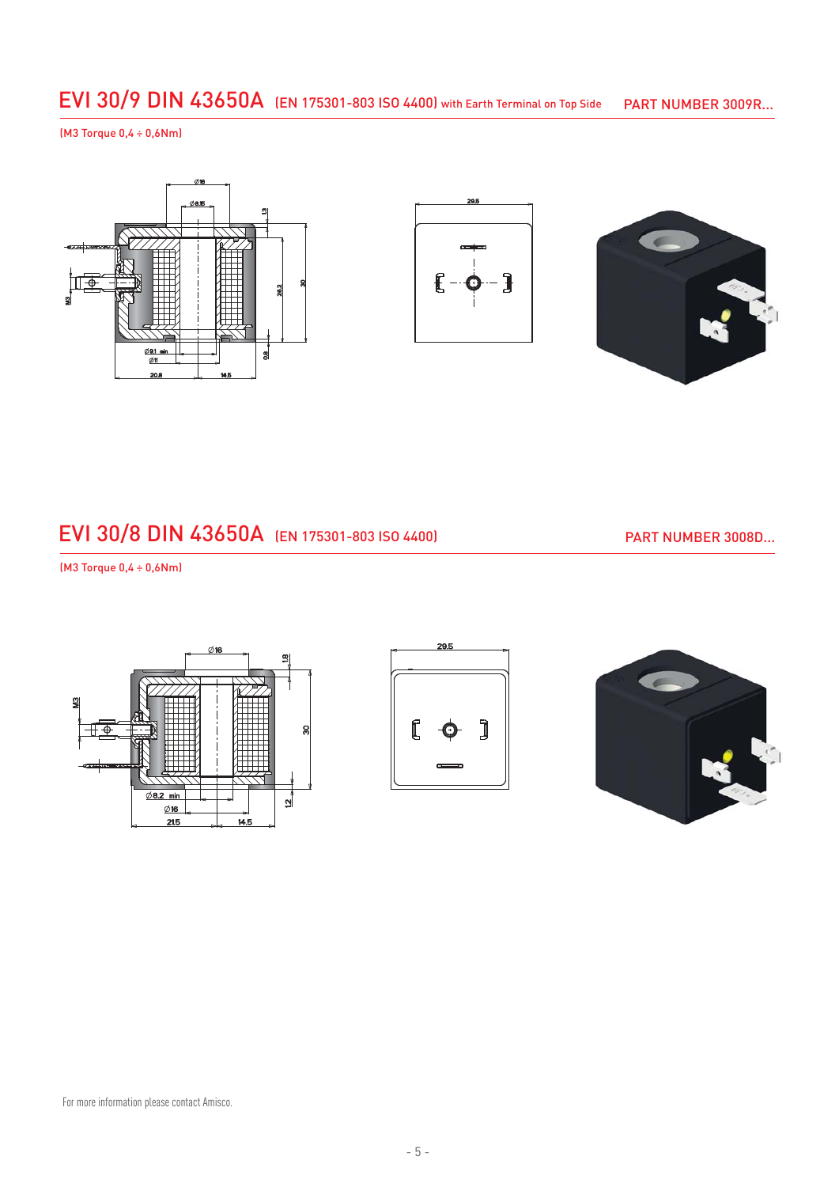## EVI 30/9 DIN 43650A (EN 175301-803 ISO 4400) with Earth Terminal on Top Side — PART NUMBER 3009R...

(M3 Torque 0,4 ÷ 0,6Nm)

## EVI 30/8 DIN 43650A (EN 175301-803 ISO 4400) — PART NUMBER 3008D...

(M3 Torque 0,4 ÷ 0,6Nm)

For more information please contact Amisco.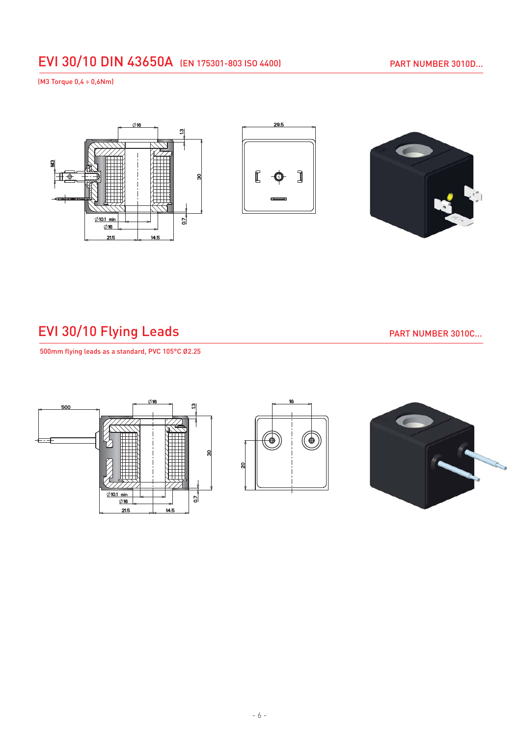## EVI 30/10 DIN 43650A (EN 175301-803 ISO 4400)

PART NUMBER 3010D...

(M3 Torque 0,4 ÷ 0,6Nm)

## EVI 30/10 Flying Leads

PART NUMBER 3010C...

500mm flying leads as a standard, PVC 105°C Ø2.25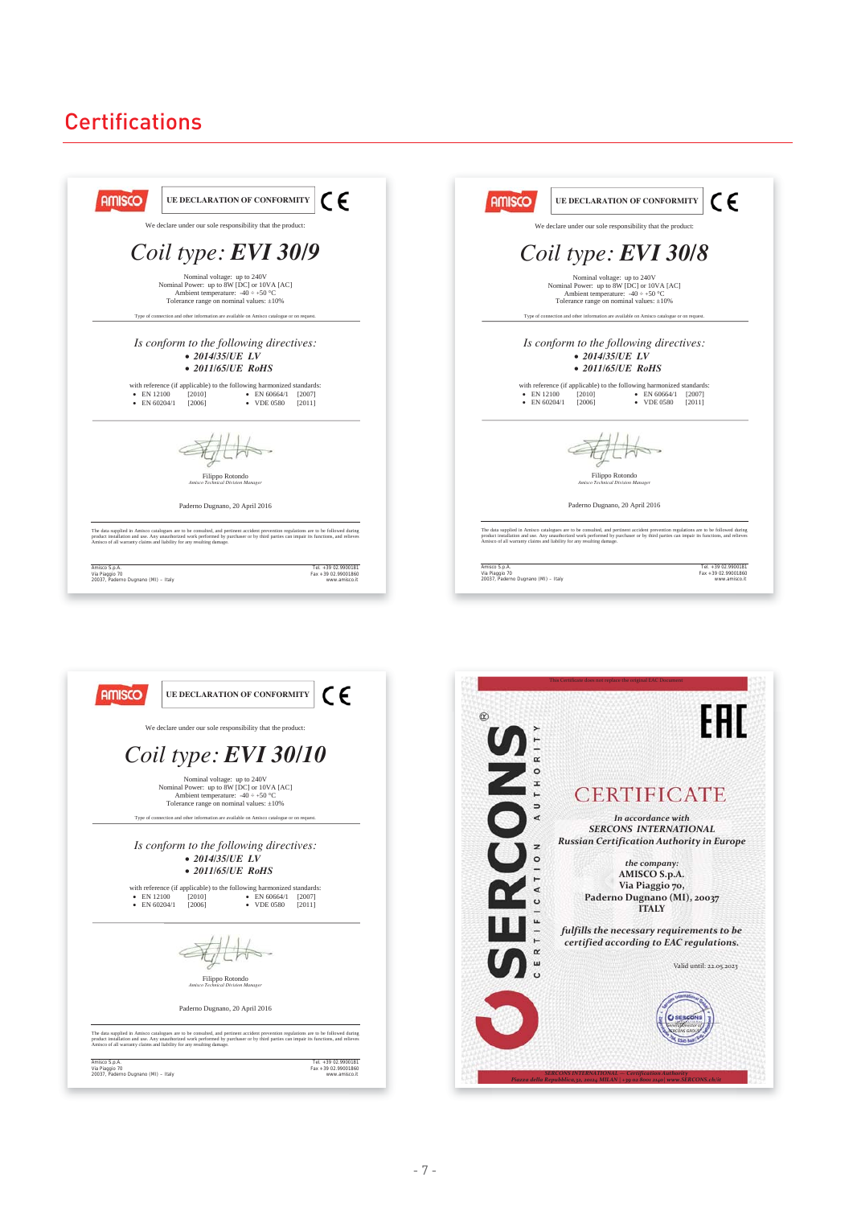# Certifications

**AMISCO** | UE DECLARATION OF CONFORMITY | CE

We declare under our sole responsibility that the product:

## *Coil type:* ***EVI 30/9***

Nominal voltage: up to 240V
Nominal Power: up to 8W [DC] or 10VA [AC]
Ambient temperature: -40 ÷ +50 °C
Tolerance range on nominal values: ±10%

Type of connection and other information are available on Amisco catalogue or on request.

*Is conform to the following directives:*

- ***2014/35/UE LV***
- ***2011/65/UE RoHS***

with reference (if applicable) to the following harmonized standards:

- EN 12100 [2010]
- EN 60204/1 [2006]
- EN 60664/1 [2007]
- VDE 0580 [2011]

Filippo Rotondo
*Amisco Technical Division Manager*

Paderno Dugnano, 20 April 2016

The data supplied in Amisco catalogues are to be consulted, and pertinent accident prevention regulations are to be followed during product installation and use. Any unauthorized work performed by purchaser or by third parties can impair its functions, and relieves Amisco of all warranty claims and liability for any resulting damage.

Amisco S.p.A.
Via Piaggio 70
20037, Paderno Dugnano (MI) – Italy

Tel. +39 02.9900181
Fax +39 02.99001860
www.amisco.it

---

**AMISCO** | UE DECLARATION OF CONFORMITY | CE

We declare under our sole responsibility that the product:

## *Coil type:* ***EVI 30/8***

Nominal voltage: up to 240V
Nominal Power: up to 8W [DC] or 10VA [AC]
Ambient temperature: -40 ÷ +50 °C
Tolerance range on nominal values: ±10%

Type of connection and other information are available on Amisco catalogue or on request.

*Is conform to the following directives:*

- ***2014/35/UE LV***
- ***2011/65/UE RoHS***

with reference (if applicable) to the following harmonized standards:

- EN 12100 [2010]
- EN 60204/1 [2006]
- EN 60664/1 [2007]
- VDE 0580 [2011]

Filippo Rotondo
*Amisco Technical Division Manager*

Paderno Dugnano, 20 April 2016

The data supplied in Amisco catalogues are to be consulted, and pertinent accident prevention regulations are to be followed during product installation and use. Any unauthorized work performed by purchaser or by third parties can impair its functions, and relieves Amisco of all warranty claims and liability for any resulting damage.

Amisco S.p.A.
Via Piaggio 70
20037, Paderno Dugnano (MI) – Italy

Tel. +39 02.9900181
Fax +39 02.99001860
www.amisco.it

---

**AMISCO** | UE DECLARATION OF CONFORMITY | CE

We declare under our sole responsibility that the product:

## *Coil type:* ***EVI 30/10***

Nominal voltage: up to 240V
Nominal Power: up to 8W [DC] or 10VA [AC]
Ambient temperature: -40 ÷ +50 °C
Tolerance range on nominal values: ±10%

Type of connection and other information are available on Amisco catalogue or on request.

*Is conform to the following directives:*

- ***2014/35/UE LV***
- ***2011/65/UE RoHS***

with reference (if applicable) to the following harmonized standards:

- EN 12100 [2010]
- EN 60204/1 [2006]
- EN 60664/1 [2007]
- VDE 0580 [2011]

Filippo Rotondo
*Amisco Technical Division Manager*

Paderno Dugnano, 20 April 2016

The data supplied in Amisco catalogues are to be consulted, and pertinent accident prevention regulations are to be followed during product installation and use. Any unauthorized work performed by purchaser or by third parties can impair its functions, and relieves Amisco of all warranty claims and liability for any resulting damage.

Amisco S.p.A.
Via Piaggio 70
20037, Paderno Dugnano (MI) – Italy

Tel. +39 02.9900181
Fax +39 02.99001860
www.amisco.it

---

This Certificate does not replace the original EAC Document

SERCONS® CERTIFICATION AUTHORITY

EAC

## CERTIFICATE

*In accordance with*
***SERCONS INTERNATIONAL***
***Russian Certification Authority in Europe***

*the company:*
**AMISCO S.p.A.**
**Via Piaggio 70,**
**Paderno Dugnano (MI), 20037**
**ITALY**

***fulfills the necessary requirements to be certified according to EAC regulations.***

Valid until: 22.05.2023

SERCONS INTERNATIONAL — Certification Authority
Piazza della Repubblica 32, 20124 MILAN | +39 02 8001 2140 | www.SERCONS.ch/it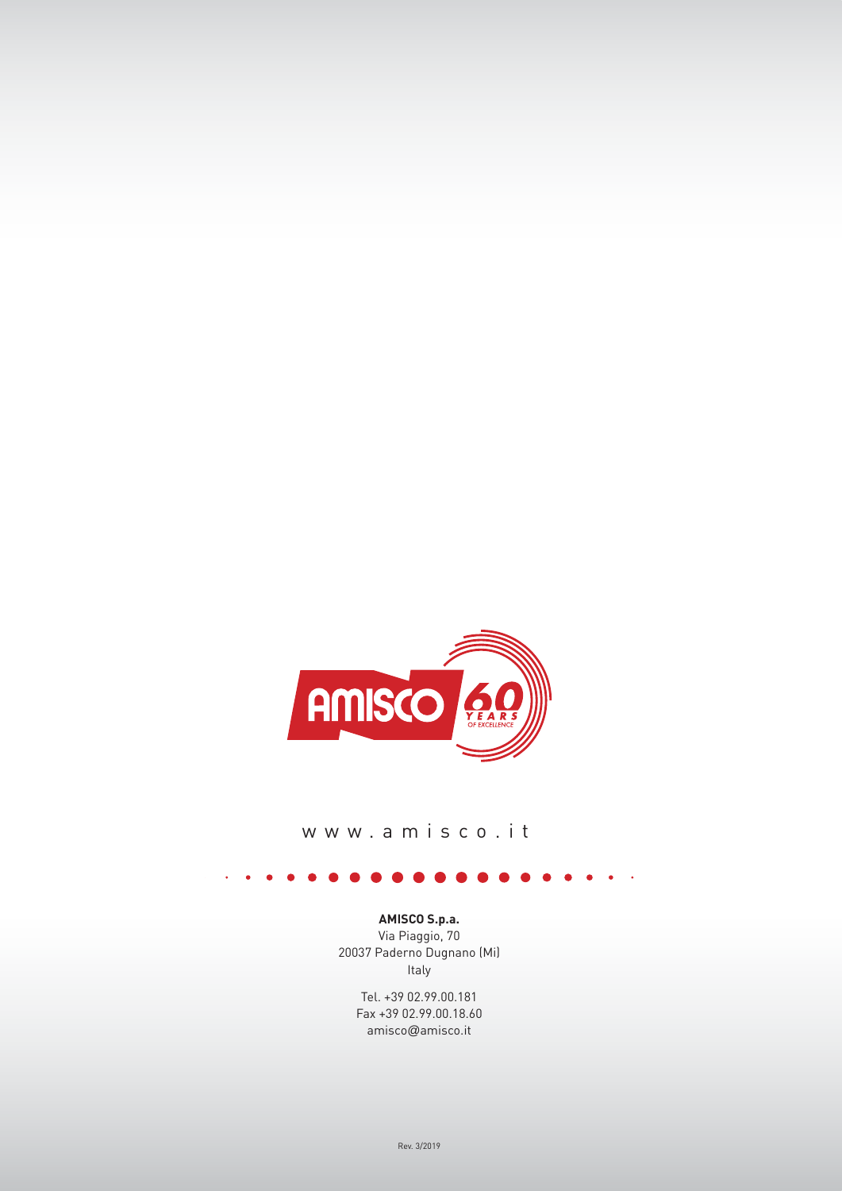www.amisco.it

**AMISCO S.p.a.**
Via Piaggio, 70
20037 Paderno Dugnano (Mi)
Italy

Tel. +39 02.99.00.181
Fax +39 02.99.00.18.60
amisco@amisco.it

Rev. 3/2019